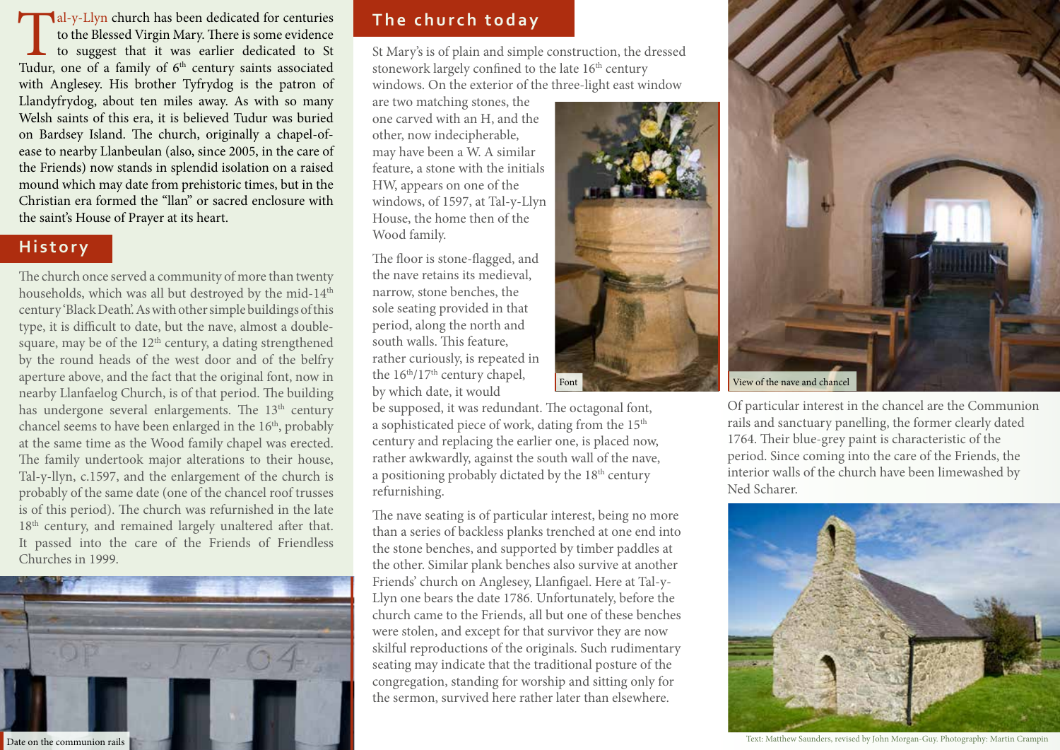Tal-y-Llyn church has been dedicated for centuries to the Blessed Virgin Mary. There is some evidence to suggest that it was earlier dedicated to St Tudur, one of a family of 6th century saints associated with Anglesey. His brother Tyfrydog is the patron of Llandyfrydog, about ten miles away. As with so many Welsh saints of this era, it is believed Tudur was buried on Bardsey Island. The church, originally a chapel-of-ease to nearby Llanbeulan (also, since 2005, in the care of the Friends) now stands in splendid isolation on a raised mound which may date from prehistoric times, but in the Christian era formed the "llan" or sacred enclosure with the saint's House of Prayer at its heart.

## History

The church once served a community of more than twenty households, which was all but destroyed by the mid-14th century 'Black Death'. As with other simple buildings of this type, it is difficult to date, but the nave, almost a double-square, may be of the 12th century, a dating strengthened by the round heads of the west door and of the belfry aperture above, and the fact that the original font, now in nearby Llanfaelog Church, is of that period. The building has undergone several enlargements. The 13th century chancel seems to have been enlarged in the 16th, probably at the same time as the Wood family chapel was erected. The family undertook major alterations to their house, Tal-y-llyn, c.1597, and the enlargement of the church is probably of the same date (one of the chancel roof trusses is of this period). The church was refurbished in the late 18th century, and remained largely unaltered after that. It passed into the care of the Friends of Friendless Churches in 1999.

Date on the communion rails

## The church today

St Mary's is of plain and simple construction, the dressed stonework largely confined to the late 16th century windows. On the exterior of the three-light east window are two matching stones, the one carved with an H, and the other, now indecipherable, may have been a W. A similar feature, a stone with the initials HW, appears on one of the windows, of 1597, at Tal-y-Llyn House, the home then of the Wood family.

Font

The floor is stone-flagged, and the nave retains its medieval, narrow, stone benches, the sole seating provided in that period, along the north and south walls. This feature, rather curiously, is repeated in the 16th/17th century chapel, by which date, it would be supposed, it was redundant. The octagonal font, a sophisticated piece of work, dating from the 15th century and replacing the earlier one, is placed now, rather awkwardly, against the south wall of the nave, a positioning probably dictated by the 18th century refurbishing.

The nave seating is of particular interest, being no more than a series of backless planks trenched at one end into the stone benches, and supported by timber paddles at the other. Similar plank benches also survive at another Friends' church on Anglesey, Llanfigael. Here at Tal-y-Llyn one bears the date 1786. Unfortunately, before the church came to the Friends, all but one of these benches were stolen, and except for that survivor they are now skilful reproductions of the originals. Such rudimentary seating may indicate that the traditional posture of the congregation, standing for worship and sitting only for the sermon, survived here rather later than elsewhere.

View of the nave and chancel

Of particular interest in the chancel are the Communion rails and sanctuary panelling, the former clearly dated 1764. Their blue-grey paint is characteristic of the period. Since coming into the care of the Friends, the interior walls of the church have been limewashed by Ned Scharer.

Text: Matthew Saunders, revised by John Morgan-Guy. Photography: Martin Crampin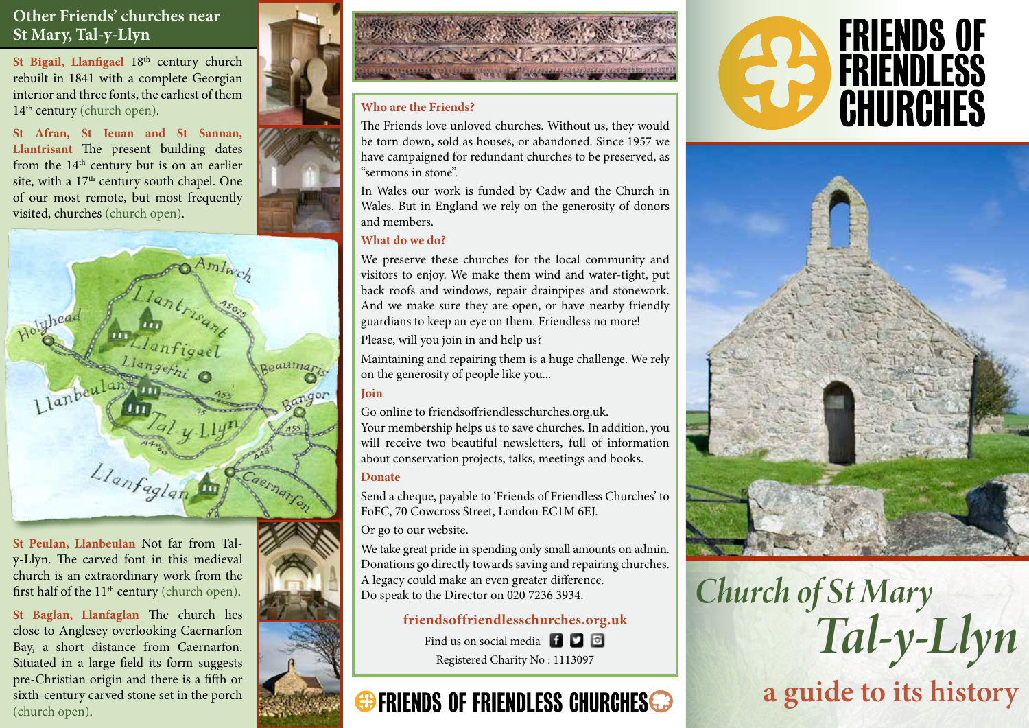## Other Friends' churches near St Mary, Tal-y-Llyn

**St Bigail, Llanfigael** 18th century church rebuilt in 1841 with a complete Georgian interior and three fonts, the earliest of them 14th century (church open).

**St Afran, St Ieuan and St Sannan, Llantrisant** The present building dates from the 14th century but is on an earlier site, with a 17th century south chapel. One of our most remote, but most frequently visited, churches (church open).

Amlwch
Llantrisant
A5025
Holyhead
Llanfigael
Llangefni
Beaumaris
Llanbeulan
A55
Bangor
A5
Tal-y-Llyn
A55
A4080
A487
Llanfaglan
Caernarfon

**St Peulan, Llanbeulan** Not far from Tal-y-Llyn. The carved font in this medieval church is an extraordinary work from the first half of the 11th century (church open).

**St Baglan, Llanfaglan** The church lies close to Anglesey overlooking Caernarfon Bay, a short distance from Caernarfon. Situated in a large field its form suggests pre-Christian origin and there is a fifth or sixth-century carved stone set in the porch (church open).

### Who are the Friends?

The Friends love unloved churches. Without us, they would be torn down, sold as houses, or abandoned. Since 1957 we have campaigned for redundant churches to be preserved, as "sermons in stone".

In Wales our work is funded by Cadw and the Church in Wales. But in England we rely on the generosity of donors and members.

### What do we do?

We preserve these churches for the local community and visitors to enjoy. We make them wind and water-tight, put back roofs and windows, repair drainpipes and stonework. And we make sure they are open, or have nearby friendly guardians to keep an eye on them. Friendless no more!

Please, will you join in and help us?

Maintaining and repairing them is a huge challenge. We rely on the generosity of people like you...

### Join

Go online to friendsoffriendlesschurches.org.uk.
Your membership helps us to save churches. In addition, you will receive two beautiful newsletters, full of information about conservation projects, talks, meetings and books.

### Donate

Send a cheque, payable to 'Friends of Friendless Churches' to FoFC, 70 Cowcross Street, London EC1M 6EJ.

Or go to our website.

We take great pride in spending only small amounts on admin. Donations go directly towards saving and repairing churches. A legacy could make an even greater difference.
Do speak to the Director on 020 7236 3934.

**friendsoffriendlesschurches.org.uk**

Find us on social media

Registered Charity No : 1113097

FRIENDS OF FRIENDLESS CHURCHES

# FRIENDS OF FRIENDLESS CHURCHES

# *Church of St Mary Tal-y-Llyn*

## a guide to its history